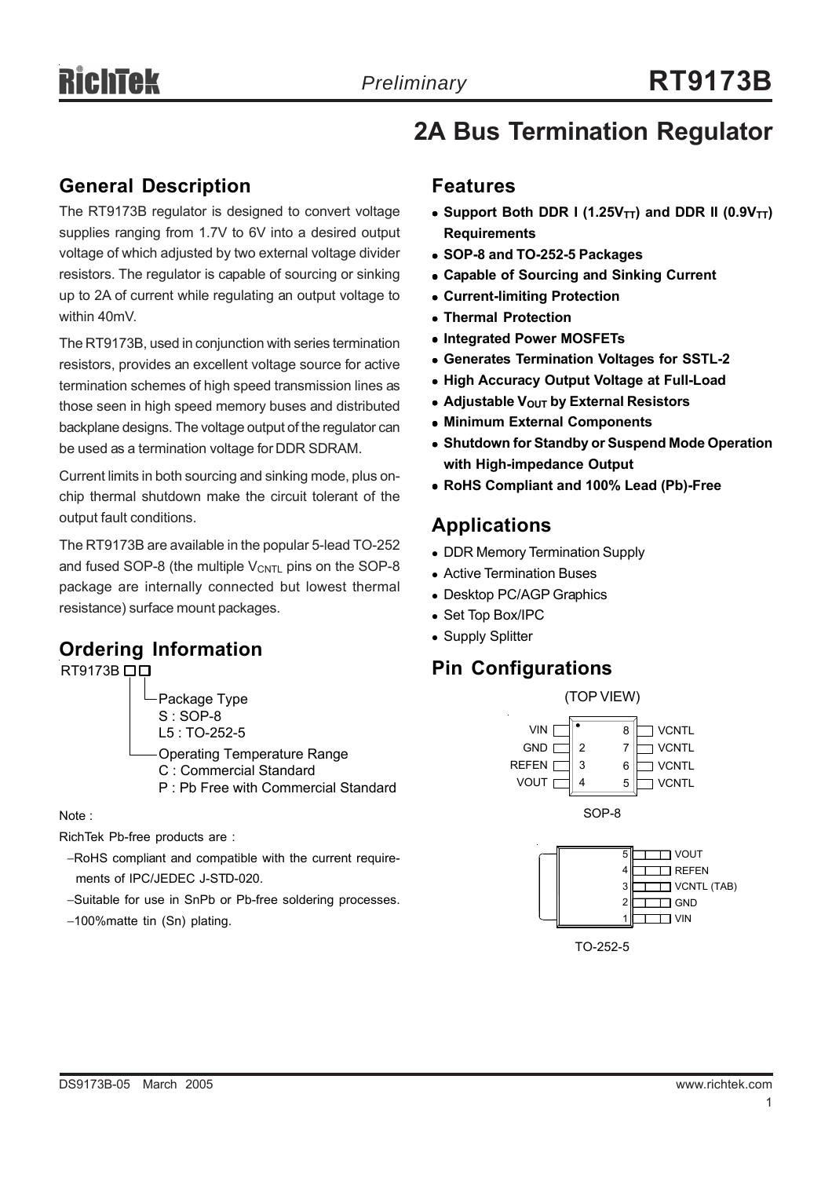# RT9173B

*Preliminary*

## 2A Bus Termination Regulator

## General Description

The RT9173B regulator is designed to convert voltage supplies ranging from 1.7V to 6V into a desired output voltage of which adjusted by two external voltage divider resistors. The regulator is capable of sourcing or sinking up to 2A of current while regulating an output voltage to within 40mV.

The RT9173B, used in conjunction with series termination resistors, provides an excellent voltage source for active termination schemes of high speed transmission lines as those seen in high speed memory buses and distributed backplane designs. The voltage output of the regulator can be used as a termination voltage for DDR SDRAM.

Current limits in both sourcing and sinking mode, plus on-chip thermal shutdown make the circuit tolerant of the output fault conditions.

The RT9173B are available in the popular 5-lead TO-252 and fused SOP-8 (the multiple $V_{CNTL}$ pins on the SOP-8 package are internally connected but lowest thermal resistance) surface mount packages.

## Ordering Information

RT9173B □□

- Package Type
  - S : SOP-8
  - L5 : TO-252-5
- Operating Temperature Range
  - C : Commercial Standard
  - P : Pb Free with Commercial Standard

Note :

RichTek Pb-free products are :

- RoHS compliant and compatible with the current requirements of IPC/JEDEC J-STD-020.
- Suitable for use in SnPb or Pb-free soldering processes.
- 100%matte tin (Sn) plating.

## Features

- **Support Both DDR I (1.25$V_{TT}$) and DDR II (0.9$V_{TT}$) Requirements**
- **SOP-8 and TO-252-5 Packages**
- **Capable of Sourcing and Sinking Current**
- **Current-limiting Protection**
- **Thermal Protection**
- **Integrated Power MOSFETs**
- **Generates Termination Voltages for SSTL-2**
- **High Accuracy Output Voltage at Full-Load**
- **Adjustable $V_{OUT}$ by External Resistors**
- **Minimum External Components**
- **Shutdown for Standby or Suspend Mode Operation with High-impedance Output**
- **RoHS Compliant and 100% Lead (Pb)-Free**

## Applications

- DDR Memory Termination Supply
- Active Termination Buses
- Desktop PC/AGP Graphics
- Set Top Box/IPC
- Supply Splitter

## Pin Configurations

(TOP VIEW)

SOP-8

| Pin | Name | Pin | Name |
|---|---|---|---|
| 1 | VIN | 8 | VCNTL |
| 2 | GND | 7 | VCNTL |
| 3 | REFEN | 6 | VCNTL |
| 4 | VOUT | 5 | VCNTL |

TO-252-5

| Pin | Name |
|---|---|
| 5 | VOUT |
| 4 | REFEN |
| 3 | VCNTL (TAB) |
| 2 | GND |
| 1 | VIN |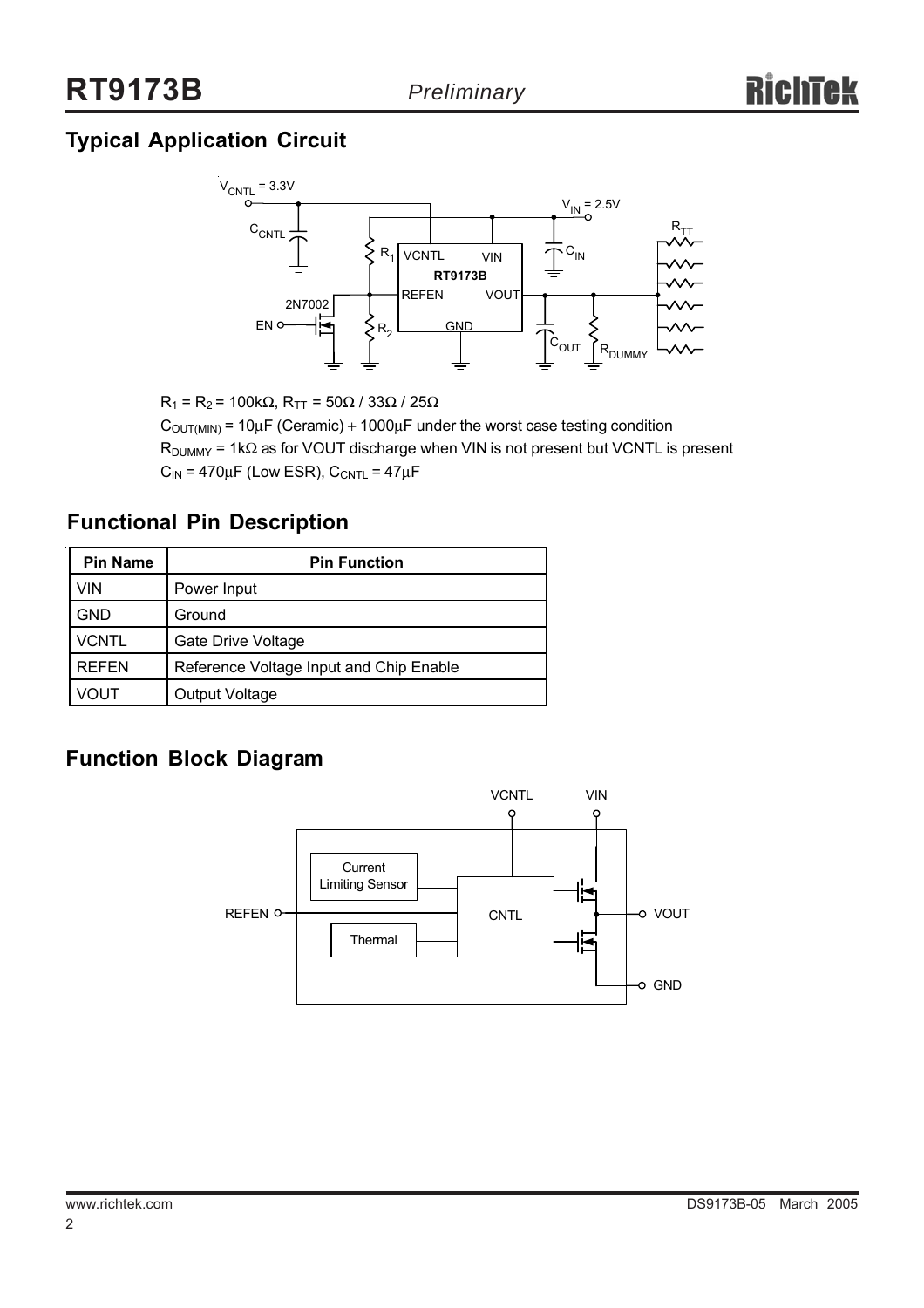## Typical Application Circuit

$R_1 = R_2 = 100k\Omega$, $R_{TT} = 50\Omega$ / $33\Omega$ / $25\Omega$

$C_{OUT(MIN)} = 10\mu F$ (Ceramic) + $1000\mu F$ under the worst case testing condition

$R_{DUMMY} = 1k\Omega$ as for VOUT discharge when VIN is not present but VCNTL is present

$C_{IN} = 470\mu F$ (Low ESR), $C_{CNTL} = 47\mu F$

## Functional Pin Description

| Pin Name | Pin Function |
|---|---|
| VIN | Power Input |
| GND | Ground |
| VCNTL | Gate Drive Voltage |
| REFEN | Reference Voltage Input and Chip Enable |
| VOUT | Output Voltage |

## Function Block Diagram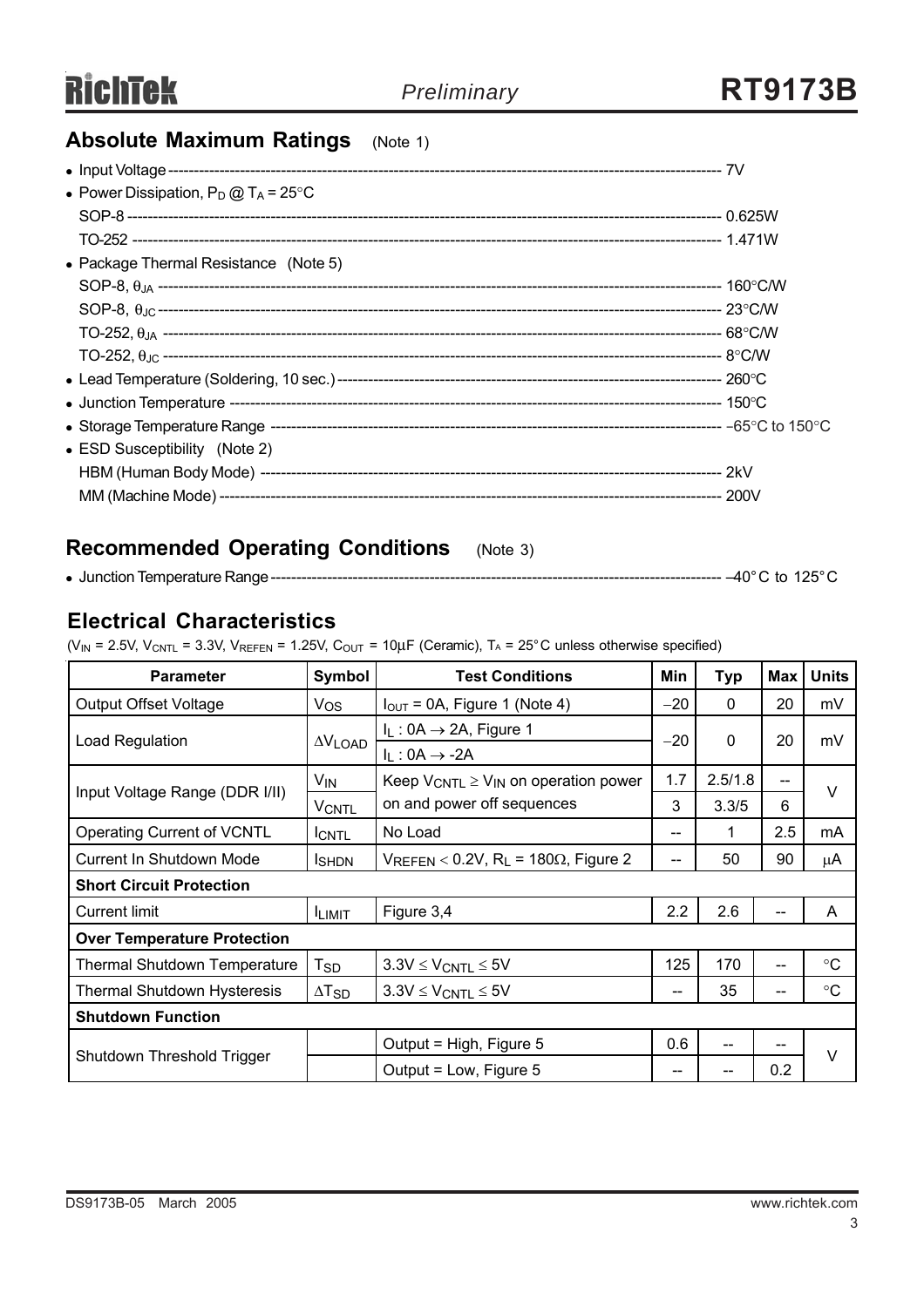## Absolute Maximum Ratings (Note 1)

- Input Voltage ---------------------------------------------------------------------------------------------------- 7V
- Power Dissipation, $P_D$ @ $T_A$ = 25°C
  - SOP-8 ------------------------------------------------------------------------------------------------------------ 0.625W
  - TO-252 ----------------------------------------------------------------------------------------------------------- 1.471W
- Package Thermal Resistance (Note 5)
  - SOP-8, $\theta_{JA}$ --------------------------------------------------------------------------------------------- 160°C/W
  - SOP-8, $\theta_{JC}$ --------------------------------------------------------------------------------------------- 23°C/W
  - TO-252, $\theta_{JA}$ -------------------------------------------------------------------------------------------- 68°C/W
  - TO-252, $\theta_{JC}$ -------------------------------------------------------------------------------------------- 8°C/W
- Lead Temperature (Soldering, 10 sec.) --------------------------------------------------------------------- 260°C
- Junction Temperature --------------------------------------------------------------------------------------------- 150°C
- Storage Temperature Range ---------------------------------------------------------------------------------- −65°C to 150°C
- ESD Susceptibility (Note 2)
  - HBM (Human Body Mode) -------------------------------------------------------------------------------- 2kV
  - MM (Machine Mode) ---------------------------------------------------------------------------------------- 200V

## Recommended Operating Conditions (Note 3)

- Junction Temperature Range ------------------------------------------------------------------------------- −40°C to 125°C

## Electrical Characteristics

($V_{IN}$ = 2.5V, $V_{CNTL}$ = 3.3V, $V_{REFEN}$ = 1.25V, $C_{OUT}$ = 10μF (Ceramic), $T_A$ = 25°C unless otherwise specified)

| Parameter | Symbol | Test Conditions | Min | Typ | Max | Units |
|---|---|---|---|---|---|---|
| Output Offset Voltage | $V_{OS}$ | $I_{OUT}$ = 0A, Figure 1 (Note 4) | −20 | 0 | 20 | mV |
| Load Regulation | $\Delta V_{LOAD}$ | $I_L$ : 0A → 2A, Figure 1<br>$I_L$ : 0A → -2A | −20 | 0 | 20 | mV |
| Input Voltage Range (DDR I/II) | $V_{IN}$ | Keep $V_{CNTL} \geq V_{IN}$ on operation power on and power off sequences | 1.7 | 2.5/1.8 | -- | V |
| | $V_{CNTL}$ | | 3 | 3.3/5 | 6 | |
| Operating Current of VCNTL | $I_{CNTL}$ | No Load | -- | 1 | 2.5 | mA |
| Current In Shutdown Mode | $I_{SHDN}$ | $V_{REFEN}$ < 0.2V, $R_L$ = 180Ω, Figure 2 | -- | 50 | 90 | μA |
| **Short Circuit Protection** | | | | | | |
| Current limit | $I_{LIMIT}$ | Figure 3,4 | 2.2 | 2.6 | -- | A |
| **Over Temperature Protection** | | | | | | |
| Thermal Shutdown Temperature | $T_{SD}$ | $3.3V \leq V_{CNTL} \leq 5V$ | 125 | 170 | -- | °C |
| Thermal Shutdown Hysteresis | $\Delta T_{SD}$ | $3.3V \leq V_{CNTL} \leq 5V$ | -- | 35 | -- | °C |
| **Shutdown Function** | | | | | | |
| Shutdown Threshold Trigger | | Output = High, Figure 5 | 0.6 | -- | -- | V |
| | | Output = Low, Figure 5 | -- | -- | 0.2 | |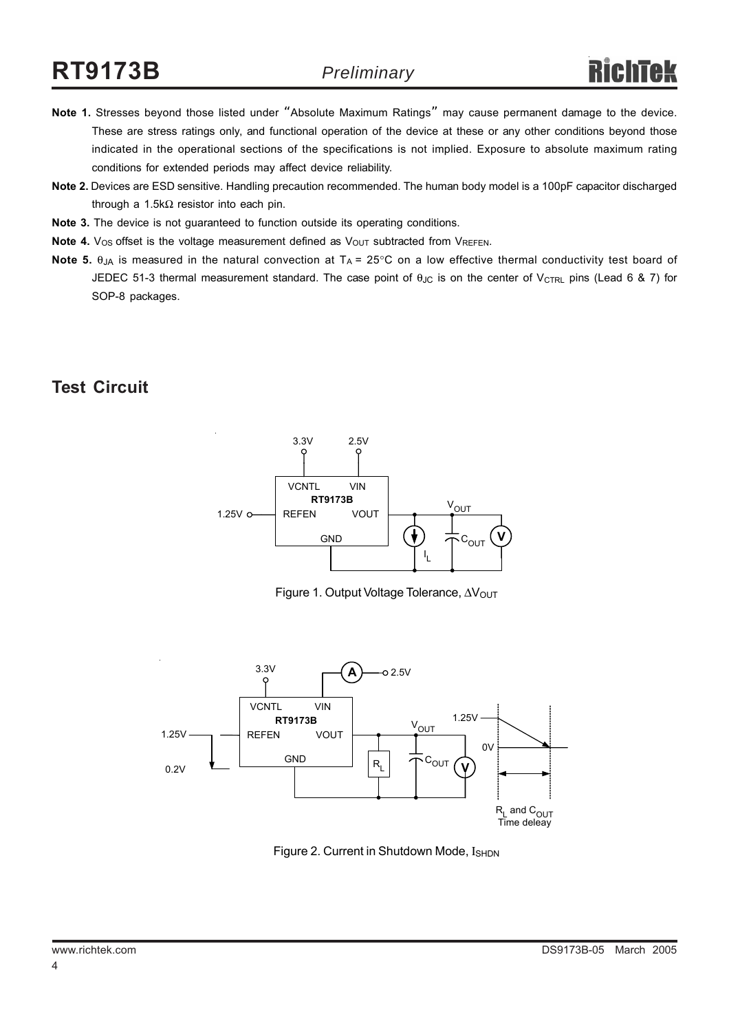**Note 1.** Stresses beyond those listed under "Absolute Maximum Ratings" may cause permanent damage to the device. These are stress ratings only, and functional operation of the device at these or any other conditions beyond those indicated in the operational sections of the specifications is not implied. Exposure to absolute maximum rating conditions for extended periods may affect device reliability.

**Note 2.** Devices are ESD sensitive. Handling precaution recommended. The human body model is a 100pF capacitor discharged through a 1.5kΩ resistor into each pin.

**Note 3.** The device is not guaranteed to function outside its operating conditions.

**Note 4.** $V_{OS}$ offset is the voltage measurement defined as $V_{OUT}$ subtracted from $V_{REFEN}$.

**Note 5.** $\theta_{JA}$ is measured in the natural convection at $T_A$ = 25°C on a low effective thermal conductivity test board of JEDEC 51-3 thermal measurement standard. The case point of $\theta_{JC}$ is on the center of $V_{CTRL}$ pins (Lead 6 & 7) for SOP-8 packages.

## Test Circuit

Figure 1. Output Voltage Tolerance, $\Delta V_{OUT}$

Figure 2. Current in Shutdown Mode, $I_{SHDN}$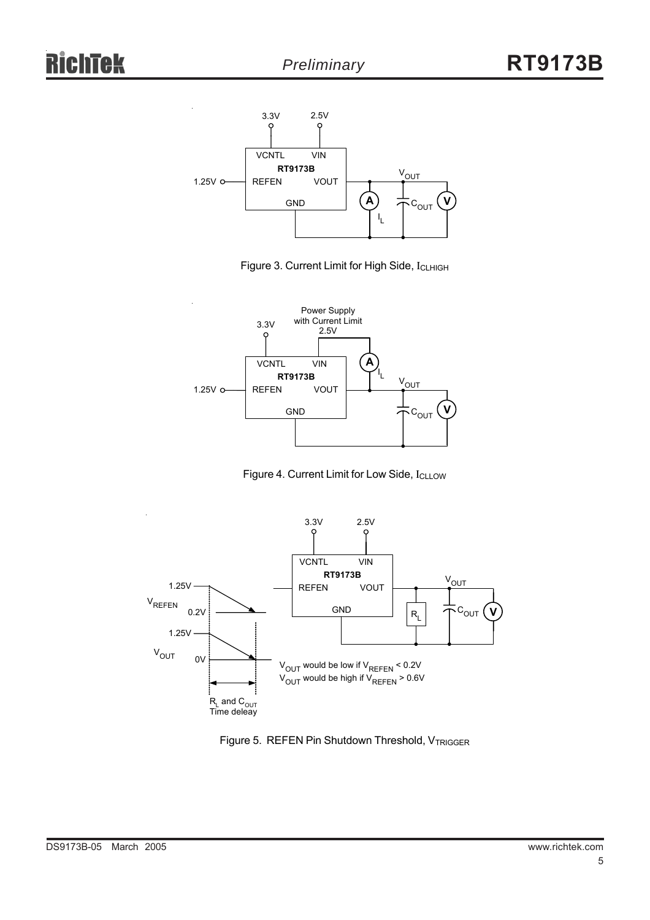Figure 3. Current Limit for High Side, $I_{CLHIGH}$

Figure 4. Current Limit for Low Side, $I_{CLLOW}$

$V_{OUT}$ would be low if $V_{REFEN} < 0.2V$
$V_{OUT}$ would be high if $V_{REFEN} > 0.6V$

Figure 5. REFEN Pin Shutdown Threshold, $V_{TRIGGER}$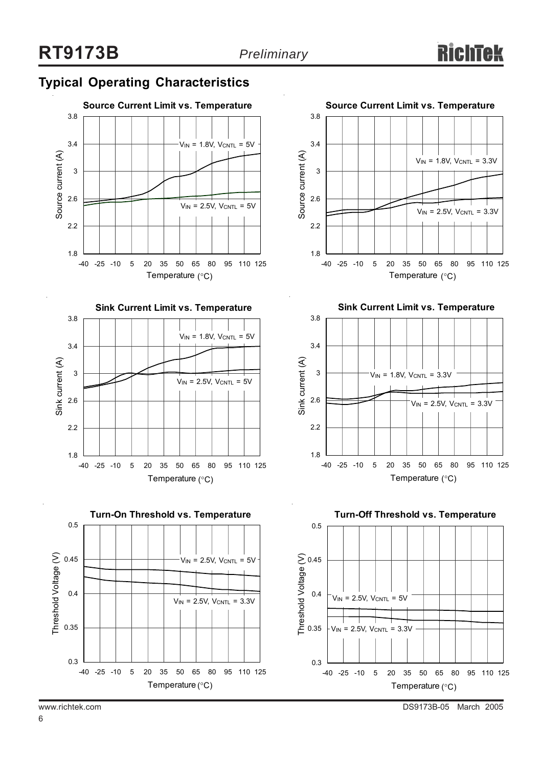## Typical Operating Characteristics

**Source Current Limit vs. Temperature**

Source current (A) vs. Temperature (°C); curves: $V_{IN}$ = 1.8V, $V_{CNTL}$ = 5V; $V_{IN}$ = 2.5V, $V_{CNTL}$ = 5V

**Source Current Limit vs. Temperature**

Source current (A) vs. Temperature (°C); curves: $V_{IN}$ = 1.8V, $V_{CNTL}$ = 3.3V; $V_{IN}$ = 2.5V, $V_{CNTL}$ = 3.3V

**Sink Current Limit vs. Temperature**

Sink current (A) vs. Temperature (°C); curves: $V_{IN}$ = 1.8V, $V_{CNTL}$ = 5V; $V_{IN}$ = 2.5V, $V_{CNTL}$ = 5V

**Sink Current Limit vs. Temperature**

Sink current (A) vs. Temperature (°C); curves: $V_{IN}$ = 1.8V, $V_{CNTL}$ = 3.3V; $V_{IN}$ = 2.5V, $V_{CNTL}$ = 3.3V

**Turn-On Threshold vs. Temperature**

Threshold Voltage (V) vs. Temperature (°C); curves: $V_{IN}$ = 2.5V, $V_{CNTL}$ = 5V; $V_{IN}$ = 2.5V, $V_{CNTL}$ = 3.3V

**Turn-Off Threshold vs. Temperature**

Threshold Voltage (V) vs. Temperature (°C); curves: $V_{IN}$ = 2.5V, $V_{CNTL}$ = 5V; $V_{IN}$ = 2.5V, $V_{CNTL}$ = 3.3V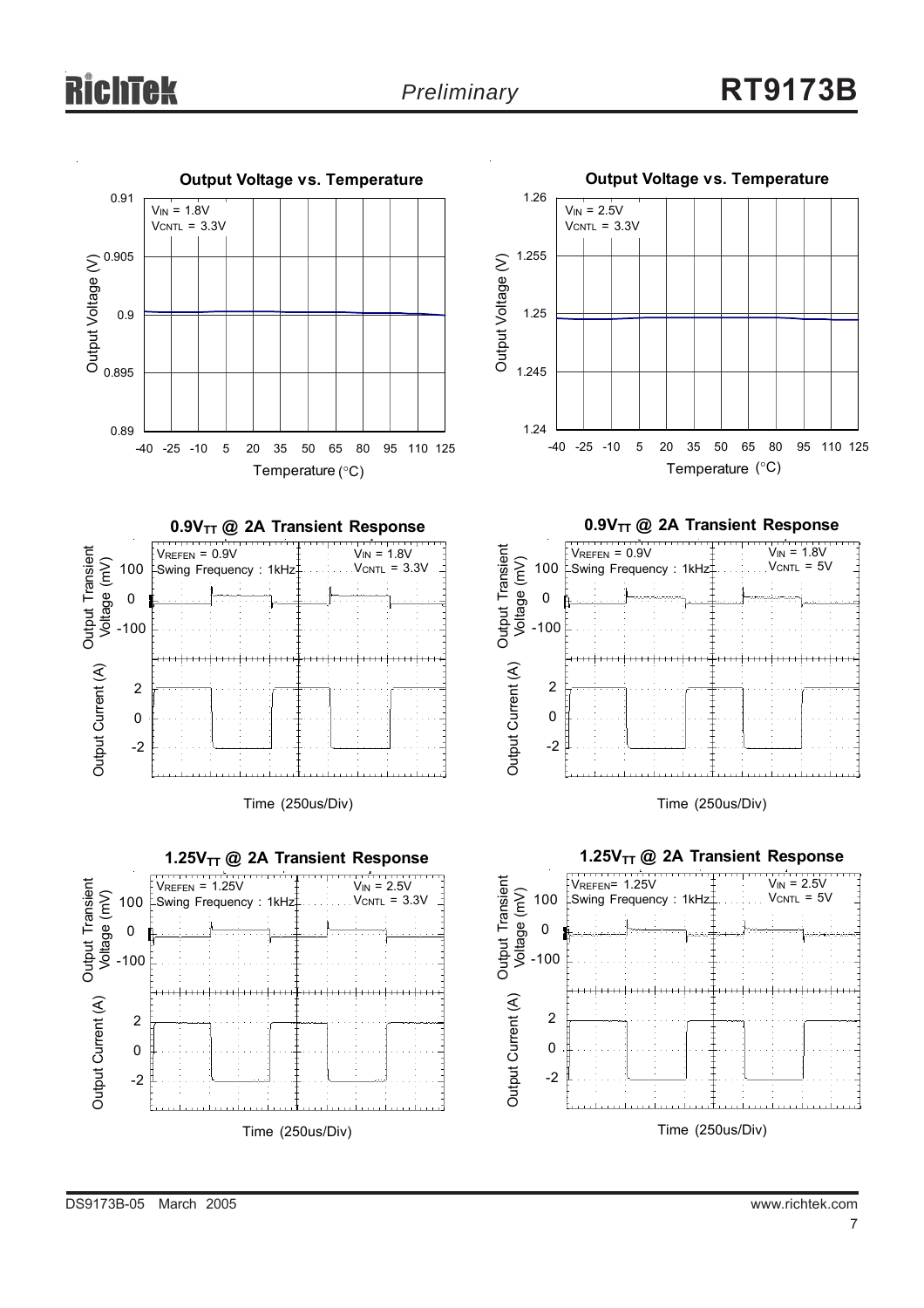**Output Voltage vs. Temperature**

$V_{IN}$ = 1.8V
$V_{CNTL}$ = 3.3V

Output Voltage (V): 0.89, 0.895, 0.9, 0.905, 0.91

Temperature (°C): -40, -25, -10, 5, 20, 35, 50, 65, 80, 95, 110, 125

**Output Voltage vs. Temperature**

$V_{IN}$ = 2.5V
$V_{CNTL}$ = 3.3V

Output Voltage (V): 1.24, 1.245, 1.25, 1.255, 1.26

Temperature (°C): -40, -25, -10, 5, 20, 35, 50, 65, 80, 95, 110, 125

**0.9$V_{TT}$ @ 2A Transient Response**

$V_{REFEN}$ = 0.9V
Swing Frequency : 1kHz
$V_{IN}$ = 1.8V
$V_{CNTL}$ = 3.3V

Output Transient Voltage (mV): 100, 0, -100

Output Current (A): 2, 0, -2

Time (250us/Div)

**0.9$V_{TT}$ @ 2A Transient Response**

$V_{REFEN}$ = 0.9V
Swing Frequency : 1kHz
$V_{IN}$ = 1.8V
$V_{CNTL}$ = 5V

Output Transient Voltage (mV): 100, 0, -100

Output Current (A): 2, 0, -2

Time (250us/Div)

**1.25$V_{TT}$ @ 2A Transient Response**

$V_{REFEN}$ = 1.25V
Swing Frequency : 1kHz
$V_{IN}$ = 2.5V
$V_{CNTL}$ = 3.3V

Output Transient Voltage (mV): 100, 0, -100

Output Current (A): 2, 0, -2

Time (250us/Div)

**1.25$V_{TT}$ @ 2A Transient Response**

$V_{REFEN}$= 1.25V
Swing Frequency : 1kHz
$V_{IN}$ = 2.5V
$V_{CNTL}$ = 5V

Output Transient Voltage (mV): 100, 0, -100

Output Current (A): 2, 0, -2

Time (250us/Div)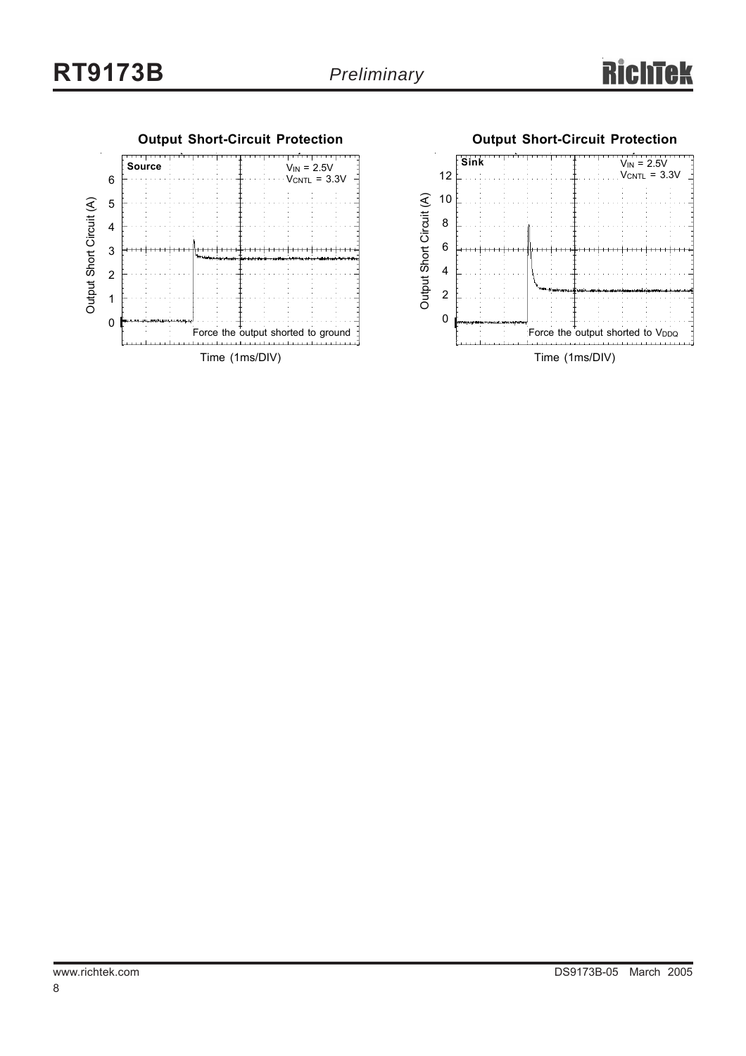## Output Short-Circuit Protection

Source

$V_{IN}$ = 2.5V
$V_{CNTL}$ = 3.3V

Output Short Circuit (A)

Force the output shorted to ground

Time (1ms/DIV)

## Output Short-Circuit Protection

Sink

$V_{IN}$ = 2.5V
$V_{CNTL}$ = 3.3V

Output Short Circuit (A)

Force the output shorted to $V_{DDQ}$

Time (1ms/DIV)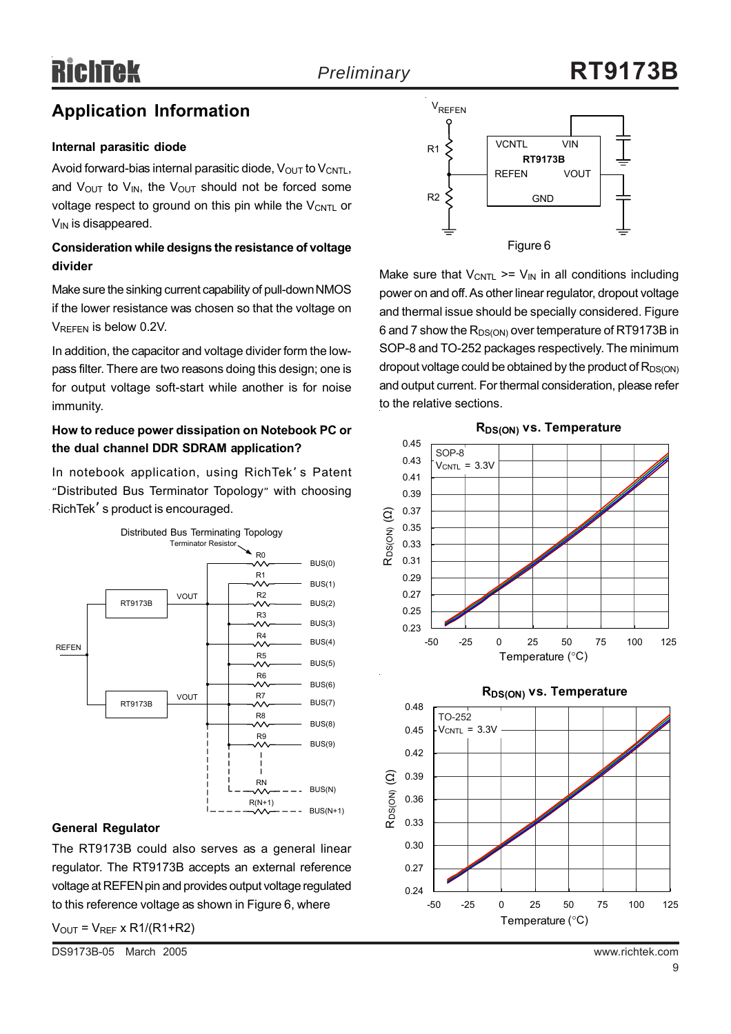## Application Information

#### Internal parasitic diode

Avoid forward-bias internal parasitic diode, $V_{OUT}$ to $V_{CNTL}$, and $V_{OUT}$ to $V_{IN}$, the $V_{OUT}$ should not be forced some voltage respect to ground on this pin while the $V_{CNTL}$ or $V_{IN}$ is disappeared.

#### Consideration while designs the resistance of voltage divider

Make sure the sinking current capability of pull-down NMOS if the lower resistance was chosen so that the voltage on $V_{REFEN}$ is below 0.2V.

In addition, the capacitor and voltage divider form the low-pass filter. There are two reasons doing this design; one is for output voltage soft-start while another is for noise immunity.

#### How to reduce power dissipation on Notebook PC or the dual channel DDR SDRAM application?

In notebook application, using RichTek's Patent "Distributed Bus Terminator Topology" with choosing RichTek's product is encouraged.

Distributed Bus Terminating Topology

#### General Regulator

The RT9173B could also serves as a general linear regulator. The RT9173B accepts an external reference voltage at REFEN pin and provides output voltage regulated to this reference voltage as shown in Figure 6, where

$V_{OUT} = V_{REF} \times R1/(R1+R2)$

Figure 6

Make sure that $V_{CNTL} >= V_{IN}$ in all conditions including power on and off. As other linear regulator, dropout voltage and thermal issue should be specially considered. Figure 6 and 7 show the $R_{DS(ON)}$ over temperature of RT9173B in SOP-8 and TO-252 packages respectively. The minimum dropout voltage could be obtained by the product of $R_{DS(ON)}$ and output current. For thermal consideration, please refer to the relative sections.

$R_{DS(ON)}$ vs. Temperature (SOP-8, $V_{CNTL}$ = 3.3V)

$R_{DS(ON)}$ vs. Temperature (TO-252, $V_{CNTL}$ = 3.3V)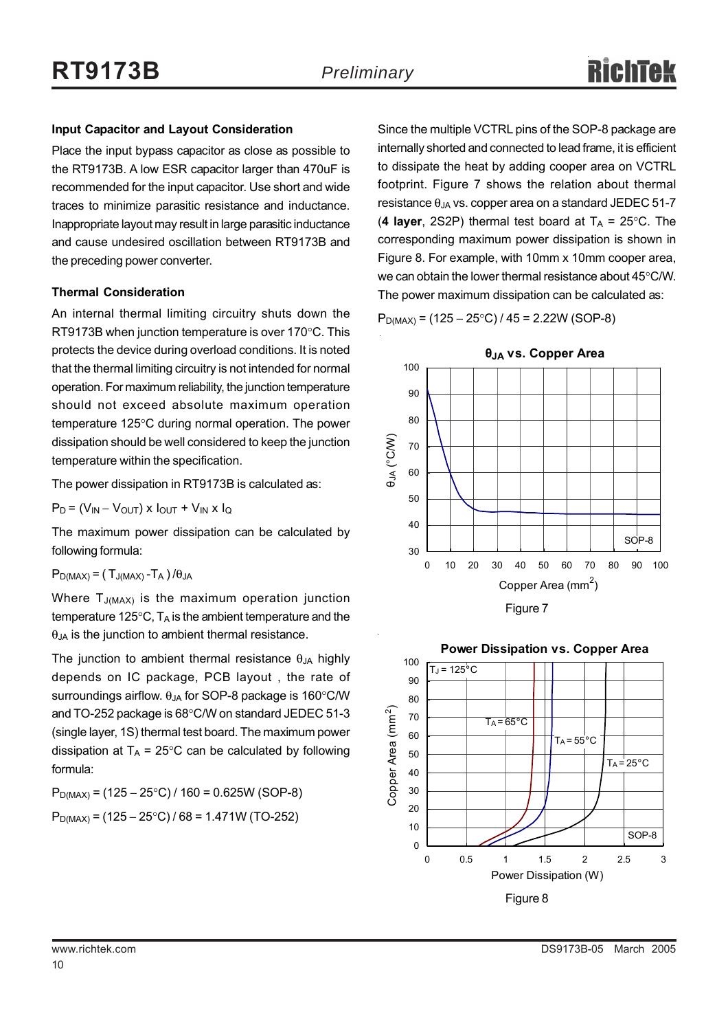### Input Capacitor and Layout Consideration

Place the input bypass capacitor as close as possible to the RT9173B. A low ESR capacitor larger than 470uF is recommended for the input capacitor. Use short and wide traces to minimize parasitic resistance and inductance. Inappropriate layout may result in large parasitic inductance and cause undesired oscillation between RT9173B and the preceding power converter.

### Thermal Consideration

An internal thermal limiting circuitry shuts down the RT9173B when junction temperature is over 170°C. This protects the device during overload conditions. It is noted that the thermal limiting circuitry is not intended for normal operation. For maximum reliability, the junction temperature should not exceed absolute maximum operation temperature 125°C during normal operation. The power dissipation should be well considered to keep the junction temperature within the specification.

The power dissipation in RT9173B is calculated as:

$P_D = (V_{IN} - V_{OUT}) \times I_{OUT} + V_{IN} \times I_Q$

The maximum power dissipation can be calculated by following formula:

$P_{D(MAX)} = ( T_{J(MAX)} - T_A ) / \theta_{JA}$

Where $T_{J(MAX)}$ is the maximum operation junction temperature 125°C, $T_A$ is the ambient temperature and the $\theta_{JA}$ is the junction to ambient thermal resistance.

The junction to ambient thermal resistance $\theta_{JA}$ highly depends on IC package, PCB layout , the rate of surroundings airflow. $\theta_{JA}$ for SOP-8 package is 160°C/W and TO-252 package is 68°C/W on standard JEDEC 51-3 (single layer, 1S) thermal test board. The maximum power dissipation at $T_A$ = 25°C can be calculated by following formula:

$P_{D(MAX)}$ = (125 – 25°C) / 160 = 0.625W (SOP-8)

$P_{D(MAX)}$ = (125 – 25°C) / 68 = 1.471W (TO-252)

Since the multiple VCTRL pins of the SOP-8 package are internally shorted and connected to lead frame, it is efficient to dissipate the heat by adding cooper area on VCTRL footprint. Figure 7 shows the relation about thermal resistance $\theta_{JA}$ vs. copper area on a standard JEDEC 51-7 (**4 layer**, 2S2P) thermal test board at $T_A$ = 25°C. The corresponding maximum power dissipation is shown in Figure 8. For example, with 10mm x 10mm cooper area, we can obtain the lower thermal resistance about 45°C/W. The power maximum dissipation can be calculated as:

$P_{D(MAX)}$ = (125 – 25°C) / 45 = 2.22W (SOP-8)

Figure 7

Figure 8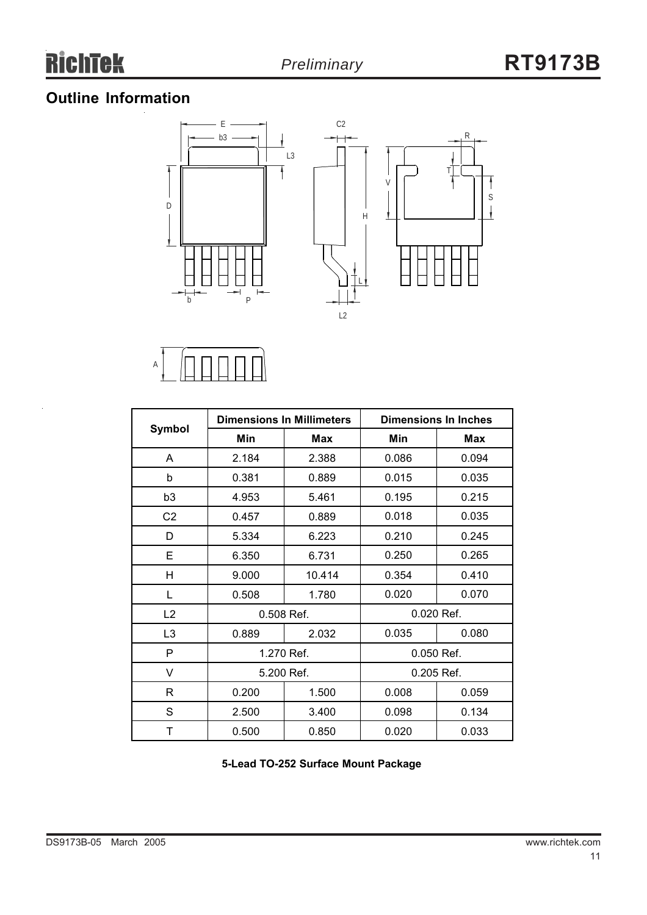## Outline Information

| Symbol | Dimensions In Millimeters | | Dimensions In Inches | |
|---|---|---|---|---|
| | Min | Max | Min | Max |
| A | 2.184 | 2.388 | 0.086 | 0.094 |
| b | 0.381 | 0.889 | 0.015 | 0.035 |
| b3 | 4.953 | 5.461 | 0.195 | 0.215 |
| C2 | 0.457 | 0.889 | 0.018 | 0.035 |
| D | 5.334 | 6.223 | 0.210 | 0.245 |
| E | 6.350 | 6.731 | 0.250 | 0.265 |
| H | 9.000 | 10.414 | 0.354 | 0.410 |
| L | 0.508 | 1.780 | 0.020 | 0.070 |
| L2 | 0.508 Ref. | | 0.020 Ref. | |
| L3 | 0.889 | 2.032 | 0.035 | 0.080 |
| P | 1.270 Ref. | | 0.050 Ref. | |
| V | 5.200 Ref. | | 0.205 Ref. | |
| R | 0.200 | 1.500 | 0.008 | 0.059 |
| S | 2.500 | 3.400 | 0.098 | 0.134 |
| T | 0.500 | 0.850 | 0.020 | 0.033 |

**5-Lead TO-252 Surface Mount Package**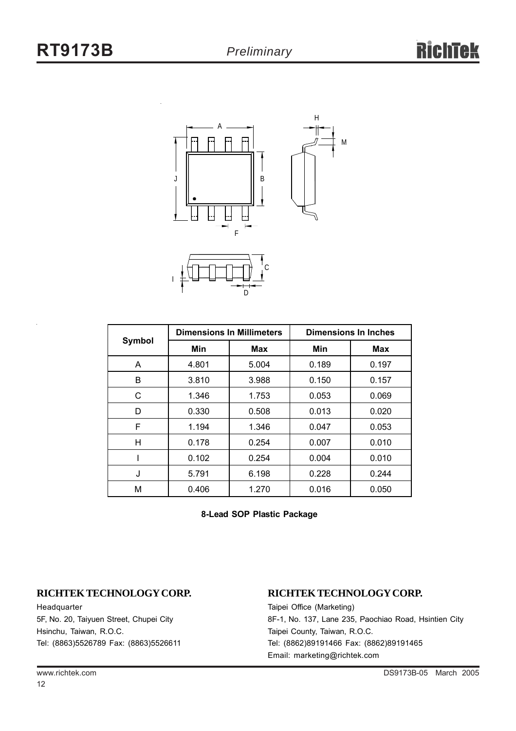A

J

B

H

M

F

C

I

D

| Symbol | Dimensions In Millimeters | | Dimensions In Inches | |
|---|---|---|---|---|
| | Min | Max | Min | Max |
| A | 4.801 | 5.004 | 0.189 | 0.197 |
| B | 3.810 | 3.988 | 0.150 | 0.157 |
| C | 1.346 | 1.753 | 0.053 | 0.069 |
| D | 0.330 | 0.508 | 0.013 | 0.020 |
| F | 1.194 | 1.346 | 0.047 | 0.053 |
| H | 0.178 | 0.254 | 0.007 | 0.010 |
| I | 0.102 | 0.254 | 0.004 | 0.010 |
| J | 5.791 | 6.198 | 0.228 | 0.244 |
| M | 0.406 | 1.270 | 0.016 | 0.050 |

**8-Lead SOP Plastic Package**

**RICHTEK TECHNOLOGY CORP.**

Headquarter
5F, No. 20, Taiyuen Street, Chupei City
Hsinchu, Taiwan, R.O.C.
Tel: (8863)5526789 Fax: (8863)5526611

**RICHTEK TECHNOLOGY CORP.**

Taipei Office (Marketing)
8F-1, No. 137, Lane 235, Paochiao Road, Hsintien City
Taipei County, Taiwan, R.O.C.
Tel: (8862)89191466 Fax: (8862)89191465
Email: marketing@richtek.com